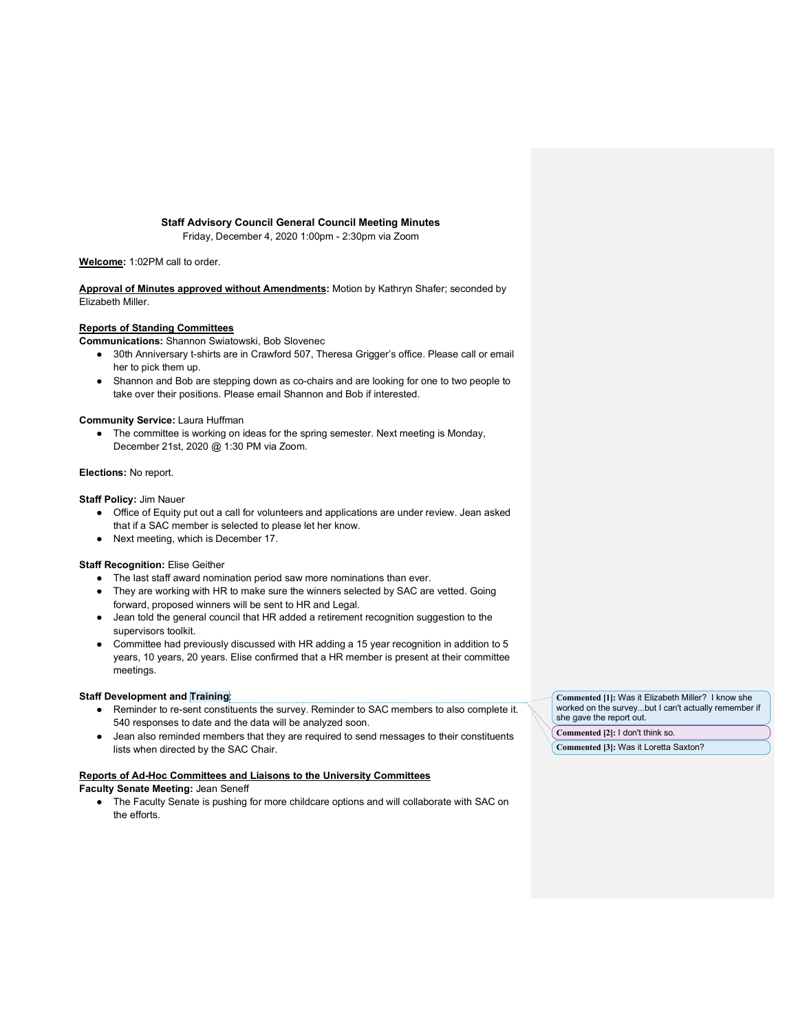**Staff Advisory Council General Council Meeting Minutes**
Friday, December 4, 2020 1:00pm - 2:30pm via Zoom

**Welcome:** 1:02PM call to order.

**Approval of Minutes approved without Amendments:** Motion by Kathryn Shafer; seconded by Elizabeth Miller.

**Reports of Standing Committees**

**Communications:** Shannon Swiatowski, Bob Slovenec

- 30th Anniversary t-shirts are in Crawford 507, Theresa Grigger's office. Please call or email her to pick them up.
- Shannon and Bob are stepping down as co-chairs and are looking for one to two people to take over their positions. Please email Shannon and Bob if interested.

**Community Service:** Laura Huffman

- The committee is working on ideas for the spring semester. Next meeting is Monday, December 21st, 2020 @ 1:30 PM via Zoom.

**Elections:** No report.

**Staff Policy:** Jim Nauer

- Office of Equity put out a call for volunteers and applications are under review. Jean asked that if a SAC member is selected to please let her know.
- Next meeting, which is December 17.

**Staff Recognition:** Elise Geither

- The last staff award nomination period saw more nominations than ever.
- They are working with HR to make sure the winners selected by SAC are vetted. Going forward, proposed winners will be sent to HR and Legal.
- Jean told the general council that HR added a retirement recognition suggestion to the supervisors toolkit.
- Committee had previously discussed with HR adding a 15 year recognition in addition to 5 years, 10 years, 20 years. Elise confirmed that a HR member is present at their committee meetings.

**Staff Development and Training:**

- Reminder to re-sent constituents the survey. Reminder to SAC members to also complete it. 540 responses to date and the data will be analyzed soon.
- Jean also reminded members that they are required to send messages to their constituents lists when directed by the SAC Chair.

**Reports of Ad-Hoc Committees and Liaisons to the University Committees**

**Faculty Senate Meeting:** Jean Seneff

- The Faculty Senate is pushing for more childcare options and will collaborate with SAC on the efforts.

**Commented [1]:** Was it Elizabeth Miller? I know she worked on the survey...but I can't actually remember if she gave the report out.

**Commented [2]:** I don't think so.

**Commented [3]:** Was it Loretta Saxton?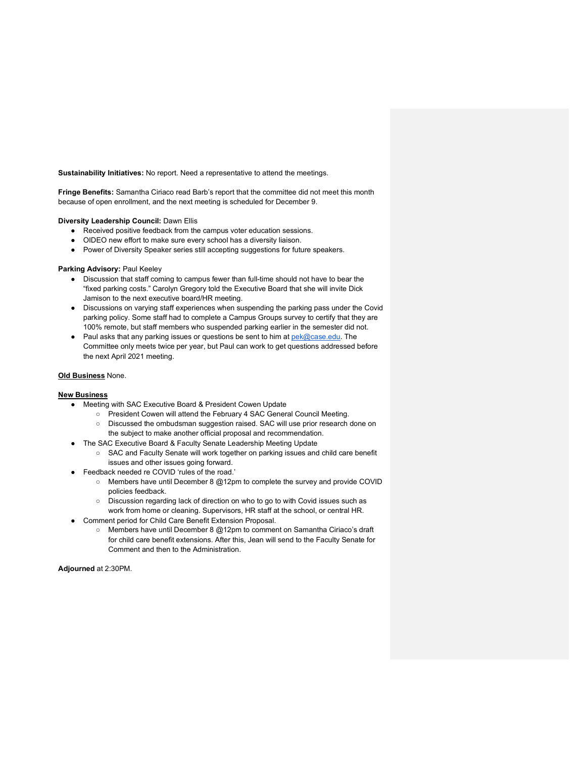**Sustainability Initiatives:** No report. Need a representative to attend the meetings.

**Fringe Benefits:** Samantha Ciriaco read Barb's report that the committee did not meet this month because of open enrollment, and the next meeting is scheduled for December 9.

**Diversity Leadership Council:** Dawn Ellis

- Received positive feedback from the campus voter education sessions.
- OIDEO new effort to make sure every school has a diversity liaison.
- Power of Diversity Speaker series still accepting suggestions for future speakers.

**Parking Advisory:** Paul Keeley

- Discussion that staff coming to campus fewer than full-time should not have to bear the "fixed parking costs." Carolyn Gregory told the Executive Board that she will invite Dick Jamison to the next executive board/HR meeting.
- Discussions on varying staff experiences when suspending the parking pass under the Covid parking policy. Some staff had to complete a Campus Groups survey to certify that they are 100% remote, but staff members who suspended parking earlier in the semester did not.
- Paul asks that any parking issues or questions be sent to him at pek@case.edu. The Committee only meets twice per year, but Paul can work to get questions addressed before the next April 2021 meeting.

**Old Business** None.

**New Business**

- Meeting with SAC Executive Board & President Cowen Update
    - President Cowen will attend the February 4 SAC General Council Meeting.
    - Discussed the ombudsman suggestion raised. SAC will use prior research done on the subject to make another official proposal and recommendation.
- The SAC Executive Board & Faculty Senate Leadership Meeting Update
    - SAC and Faculty Senate will work together on parking issues and child care benefit issues and other issues going forward.
- Feedback needed re COVID 'rules of the road.'
    - Members have until December 8 @12pm to complete the survey and provide COVID policies feedback.
    - Discussion regarding lack of direction on who to go to with Covid issues such as work from home or cleaning. Supervisors, HR staff at the school, or central HR.
- Comment period for Child Care Benefit Extension Proposal.
    - Members have until December 8 @12pm to comment on Samantha Ciriaco's draft for child care benefit extensions. After this, Jean will send to the Faculty Senate for Comment and then to the Administration.

**Adjourned** at 2:30PM.